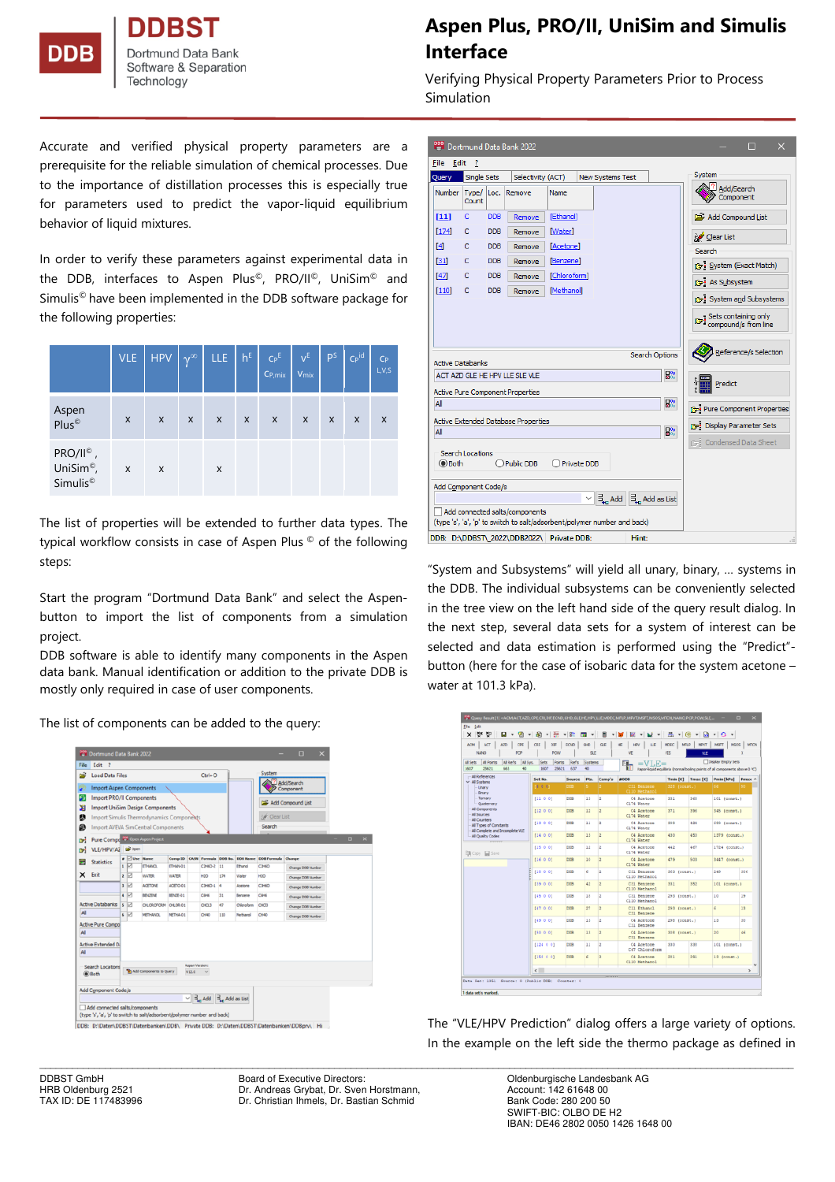# Aspen Plus, PRO/II, UniSim and Simulis Interface

Verifying Physical Property Parameters Prior to Process Simulation

Accurate and verified physical property parameters are a prerequisite for the reliable simulation of chemical processes. Due to the importance of distillation processes this is especially true for parameters used to predict the vapor-liquid equilibrium behavior of liquid mixtures.

In order to verify these parameters against experimental data in the DDB, interfaces to Aspen Plus©, PRO/II©, UniSim© and Simulis© have been implemented in the DDB software package for the following properties:

| | VLE | HPV | $\gamma^\infty$ | LLE | $h^E$ | $c_P^E$ $c_{P,mix}$ | $v^E$ $v_{mix}$ | $P^S$ | $c_P^{id}$ | $c_P$ L,V,S |
|---|---|---|---|---|---|---|---|---|---|---|
| Aspen Plus© | x | x | x | x | x | x | x | x | x | x |
| PRO/II©, UniSim©, Simulis© | x | x | | x | | | | | | |

The list of properties will be extended to further data types. The typical workflow consists in case of Aspen Plus © of the following steps:

Start the program "Dortmund Data Bank" and select the Aspen-button to import the list of components from a simulation project.

DDB software is able to identify many components in the Aspen data bank. Manual identification or addition to the private DDB is mostly only required in case of user components.

The list of components can be added to the query:

"System and Subsystems" will yield all unary, binary, ... systems in the DDB. The individual subsystems can be conveniently selected in the tree view on the left hand side of the query result dialog. In the next step, several data sets for a system of interest can be selected and data estimation is performed using the "Predict"-button (here for the case of isobaric data for the system acetone – water at 101.3 kPa).

The "VLE/HPV Prediction" dialog offers a large variety of options. In the example on the left side the thermo package as defined in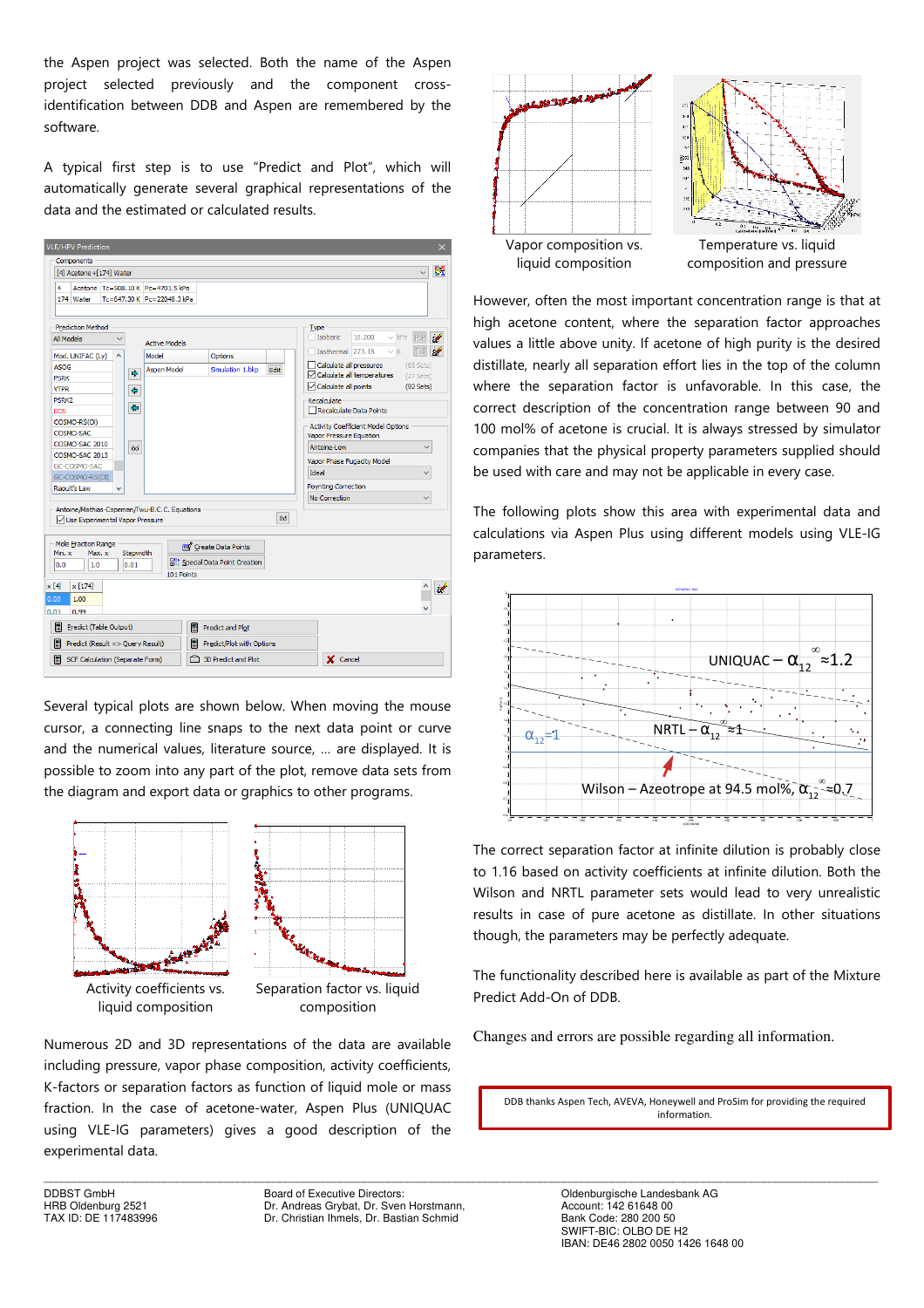the Aspen project was selected. Both the name of the Aspen project selected previously and the component cross-identification between DDB and Aspen are remembered by the software.

A typical first step is to use "Predict and Plot", which will automatically generate several graphical representations of the data and the estimated or calculated results.

Several typical plots are shown below. When moving the mouse cursor, a connecting line snaps to the next data point or curve and the numerical values, literature source, ... are displayed. It is possible to zoom into any part of the plot, remove data sets from the diagram and export data or graphics to other programs.

Activity coefficients vs. liquid composition

Separation factor vs. liquid composition

Numerous 2D and 3D representations of the data are available including pressure, vapor phase composition, activity coefficients, K-factors or separation factors as function of liquid mole or mass fraction. In the case of acetone-water, Aspen Plus (UNIQUAC using VLE-IG parameters) gives a good description of the experimental data.

Vapor composition vs. liquid composition

Temperature vs. liquid composition and pressure

However, often the most important concentration range is that at high acetone content, where the separation factor approaches values a little above unity. If acetone of high purity is the desired distillate, nearly all separation effort lies in the top of the column where the separation factor is unfavorable. In this case, the correct description of the concentration range between 90 and 100 mol% of acetone is crucial. It is always stressed by simulator companies that the physical property parameters supplied should be used with care and may not be applicable in every case.

The following plots show this area with experimental data and calculations via Aspen Plus using different models using VLE-IG parameters.

UNIQUAC – $\alpha_{12}^{\infty} \approx 1.2$

$\alpha_{12}=1$

NRTL – $\alpha_{12}^{\infty} \approx 1$

Wilson – Azeotrope at 94.5 mol%, $\alpha_{12}^{\infty} \approx 0.7$

The correct separation factor at infinite dilution is probably close to 1.16 based on activity coefficients at infinite dilution. Both the Wilson and NRTL parameter sets would lead to very unrealistic results in case of pure acetone as distillate. In other situations though, the parameters may be perfectly adequate.

The functionality described here is available as part of the Mixture Predict Add-On of DDB.

Changes and errors are possible regarding all information.

DDB thanks Aspen Tech, AVEVA, Honeywell and ProSim for providing the required information.

DDBST GmbH
HRB Oldenburg 2521
TAX ID: DE 117483996

Board of Executive Directors:
Dr. Andreas Grybat, Dr. Sven Horstmann,
Dr. Christian Ihmels, Dr. Bastian Schmid

Oldenburgische Landesbank AG
Account: 142 61648 00
Bank Code: 280 200 50
SWIFT-BIC: OLBO DE H2
IBAN: DE46 2802 0050 1426 1648 00